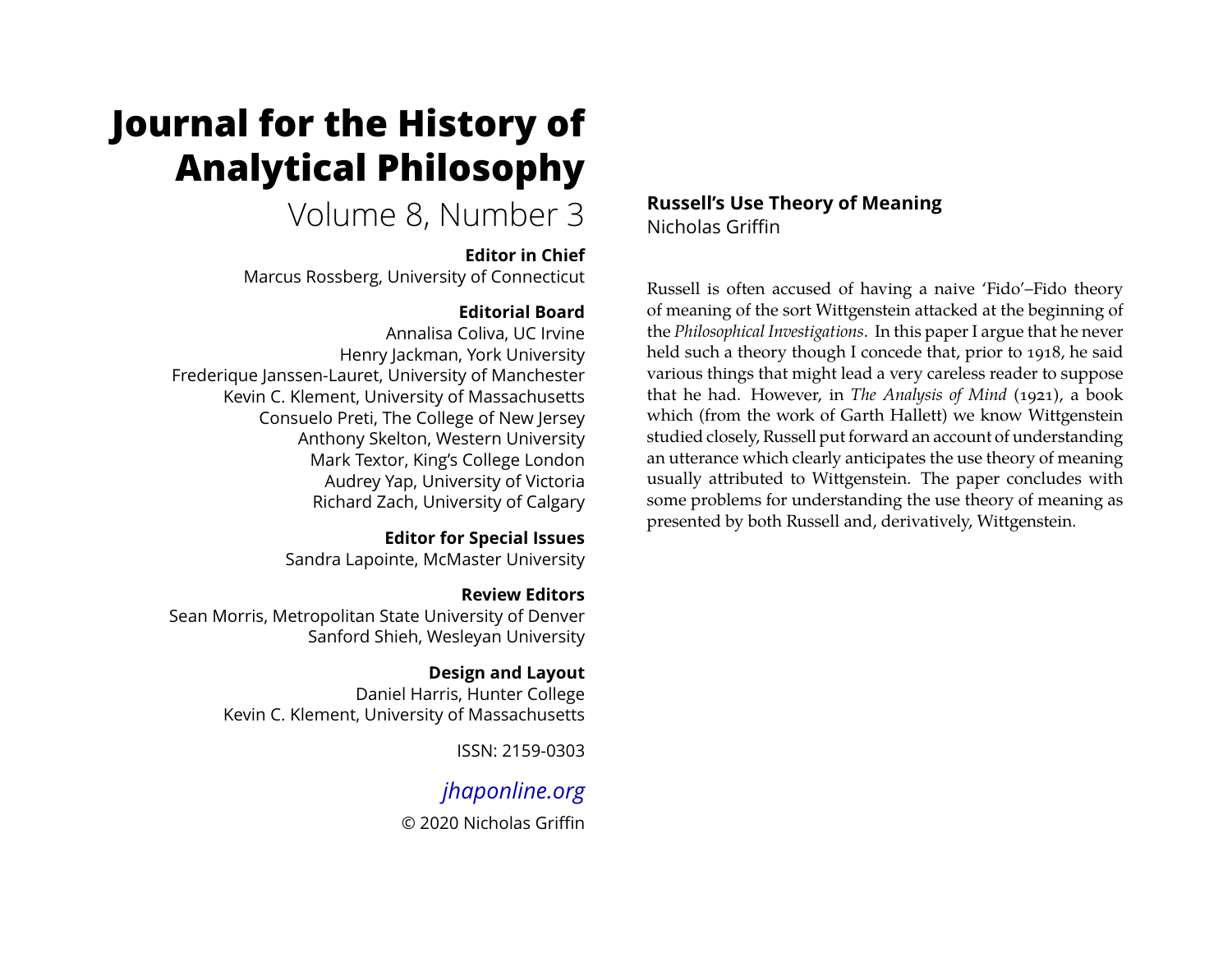# Journal for the History of Analytical Philosophy

Volume 8, Number 3

**Editor in Chief**
Marcus Rossberg, University of Connecticut

**Editorial Board**
Annalisa Coliva, UC Irvine
Henry Jackman, York University
Frederique Janssen-Lauret, University of Manchester
Kevin C. Klement, University of Massachusetts
Consuelo Preti, The College of New Jersey
Anthony Skelton, Western University
Mark Textor, King's College London
Audrey Yap, University of Victoria
Richard Zach, University of Calgary

**Editor for Special Issues**
Sandra Lapointe, McMaster University

**Review Editors**
Sean Morris, Metropolitan State University of Denver
Sanford Shieh, Wesleyan University

**Design and Layout**
Daniel Harris, Hunter College
Kevin C. Klement, University of Massachusetts

ISSN: 2159-0303

*jhaponline.org*

© 2020 Nicholas Griffin

## Russell's Use Theory of Meaning

Nicholas Griffin

Russell is often accused of having a naive 'Fido'–Fido theory of meaning of the sort Wittgenstein attacked at the beginning of the *Philosophical Investigations*. In this paper I argue that he never held such a theory though I concede that, prior to 1918, he said various things that might lead a very careless reader to suppose that he had. However, in *The Analysis of Mind* (1921), a book which (from the work of Garth Hallett) we know Wittgenstein studied closely, Russell put forward an account of understanding an utterance which clearly anticipates the use theory of meaning usually attributed to Wittgenstein. The paper concludes with some problems for understanding the use theory of meaning as presented by both Russell and, derivatively, Wittgenstein.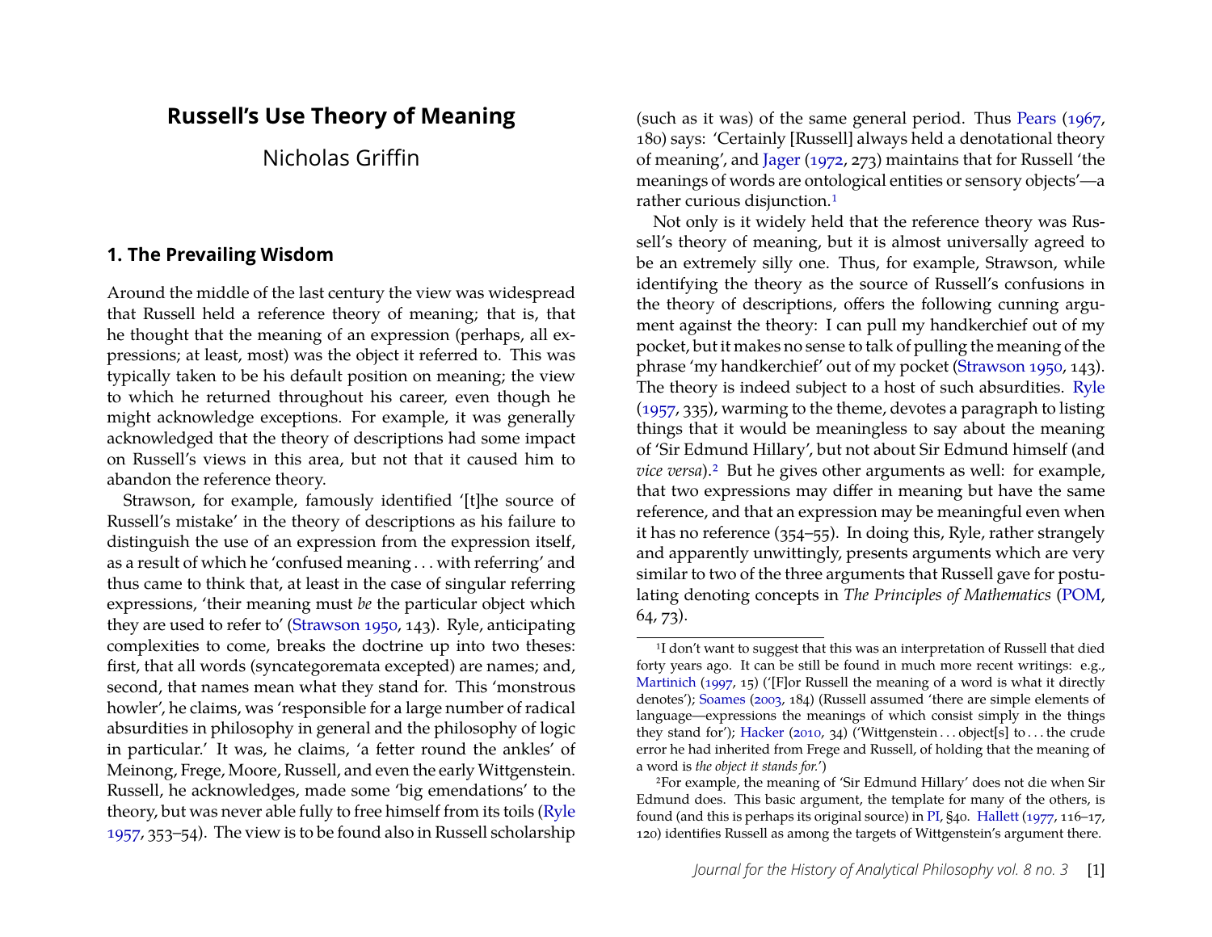# Russell's Use Theory of Meaning

Nicholas Griffin

## 1. The Prevailing Wisdom

Around the middle of the last century the view was widespread that Russell held a reference theory of meaning; that is, that he thought that the meaning of an expression (perhaps, all expressions; at least, most) was the object it referred to. This was typically taken to be his default position on meaning; the view to which he returned throughout his career, even though he might acknowledge exceptions. For example, it was generally acknowledged that the theory of descriptions had some impact on Russell's views in this area, but not that it caused him to abandon the reference theory.

Strawson, for example, famously identified '[t]he source of Russell's mistake' in the theory of descriptions as his failure to distinguish the use of an expression from the expression itself, as a result of which he 'confused meaning . . . with referring' and thus came to think that, at least in the case of singular referring expressions, 'their meaning must *be* the particular object which they are used to refer to' (Strawson 1950, 143). Ryle, anticipating complexities to come, breaks the doctrine up into two theses: first, that all words (syncategoremata excepted) are names; and, second, that names mean what they stand for. This 'monstrous howler', he claims, was 'responsible for a large number of radical absurdities in philosophy in general and the philosophy of logic in particular.' It was, he claims, 'a fetter round the ankles' of Meinong, Frege, Moore, Russell, and even the early Wittgenstein. Russell, he acknowledges, made some 'big emendations' to the theory, but was never able fully to free himself from its toils (Ryle 1957, 353–54). The view is to be found also in Russell scholarship (such as it was) of the same general period. Thus Pears (1967, 180) says: 'Certainly [Russell] always held a denotational theory of meaning', and Jager (1972, 273) maintains that for Russell 'the meanings of words are ontological entities or sensory objects'—a rather curious disjunction.[1]

Not only is it widely held that the reference theory was Russell's theory of meaning, but it is almost universally agreed to be an extremely silly one. Thus, for example, Strawson, while identifying the theory as the source of Russell's confusions in the theory of descriptions, offers the following cunning argument against the theory: I can pull my handkerchief out of my pocket, but it makes no sense to talk of pulling the meaning of the phrase 'my handkerchief' out of my pocket (Strawson 1950, 143). The theory is indeed subject to a host of such absurdities. Ryle (1957, 335), warming to the theme, devotes a paragraph to listing things that it would be meaningless to say about the meaning of 'Sir Edmund Hillary', but not about Sir Edmund himself (and *vice versa*).[2] But he gives other arguments as well: for example, that two expressions may differ in meaning but have the same reference, and that an expression may be meaningful even when it has no reference (354–55). In doing this, Ryle, rather strangely and apparently unwittingly, presents arguments which are very similar to two of the three arguments that Russell gave for postulating denoting concepts in *The Principles of Mathematics* (POM, 64, 73).

[1] I don't want to suggest that this was an interpretation of Russell that died forty years ago. It can be still be found in much more recent writings: e.g., Martinich (1997, 15) ('[F]or Russell the meaning of a word is what it directly denotes'); Soames (2003, 184) (Russell assumed 'there are simple elements of language—expressions the meanings of which consist simply in the things they stand for'); Hacker (2010, 34) ('Wittgenstein . . . object[s] to . . . the crude error he had inherited from Frege and Russell, of holding that the meaning of a word is *the object it stands for*.')

[2] For example, the meaning of 'Sir Edmund Hillary' does not die when Sir Edmund does. This basic argument, the template for many of the others, is found (and this is perhaps its original source) in PI, §40. Hallett (1977, 116–17, 120) identifies Russell as among the targets of Wittgenstein's argument there.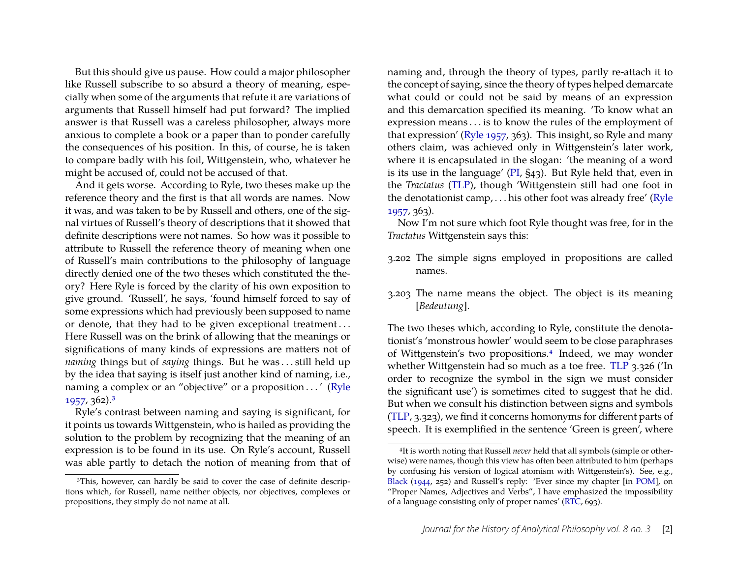But this should give us pause. How could a major philosopher like Russell subscribe to so absurd a theory of meaning, especially when some of the arguments that refute it are variations of arguments that Russell himself had put forward? The implied answer is that Russell was a careless philosopher, always more anxious to complete a book or a paper than to ponder carefully the consequences of his position. In this, of course, he is taken to compare badly with his foil, Wittgenstein, who, whatever he might be accused of, could not be accused of that.

And it gets worse. According to Ryle, two theses make up the reference theory and the first is that all words are names. Now it was, and was taken to be by Russell and others, one of the signal virtues of Russell's theory of descriptions that it showed that definite descriptions were not names. So how was it possible to attribute to Russell the reference theory of meaning when one of Russell's main contributions to the philosophy of language directly denied one of the two theses which constituted the theory? Here Ryle is forced by the clarity of his own exposition to give ground. 'Russell', he says, 'found himself forced to say of some expressions which had previously been supposed to name or denote, that they had to be given exceptional treatment . . . Here Russell was on the brink of allowing that the meanings or significations of many kinds of expressions are matters not of *naming* things but of *saying* things. But he was . . . still held up by the idea that saying is itself just another kind of naming, i.e., naming a complex or an "objective" or a proposition . . . ' (Ryle 1957, 362).[3]

Ryle's contrast between naming and saying is significant, for it points us towards Wittgenstein, who is hailed as providing the solution to the problem by recognizing that the meaning of an expression is to be found in its use. On Ryle's account, Russell was able partly to detach the notion of meaning from that of naming and, through the theory of types, partly re-attach it to the concept of saying, since the theory of types helped demarcate what could or could not be said by means of an expression and this demarcation specified its meaning. 'To know what an expression means . . . is to know the rules of the employment of that expression' (Ryle 1957, 363). This insight, so Ryle and many others claim, was achieved only in Wittgenstein's later work, where it is encapsulated in the slogan: 'the meaning of a word is its use in the language' (PI, §43). But Ryle held that, even in the *Tractatus* (TLP), though 'Wittgenstein still had one foot in the denotationist camp, . . . his other foot was already free' (Ryle 1957, 363).

Now I'm not sure which foot Ryle thought was free, for in the *Tractatus* Wittgenstein says this:

3.202 The simple signs employed in propositions are called names.

3.203 The name means the object. The object is its meaning [*Bedeutung*].

The two theses which, according to Ryle, constitute the denotationist's 'monstrous howler' would seem to be close paraphrases of Wittgenstein's two propositions.[4] Indeed, we may wonder whether Wittgenstein had so much as a toe free. TLP 3.326 ('In order to recognize the symbol in the sign we must consider the significant use') is sometimes cited to suggest that he did. But when we consult his distinction between signs and symbols (TLP, 3.323), we find it concerns homonyms for different parts of speech. It is exemplified in the sentence 'Green is green', where

---

[3] This, however, can hardly be said to cover the case of definite descriptions which, for Russell, name neither objects, nor objectives, complexes or propositions, they simply do not name at all.

[4] It is worth noting that Russell *never* held that all symbols (simple or otherwise) were names, though this view has often been attributed to him (perhaps by confusing his version of logical atomism with Wittgenstein's). See, e.g., Black (1944, 252) and Russell's reply: 'Ever since my chapter [in POM], on "Proper Names, Adjectives and Verbs", I have emphasized the impossibility of a language consisting only of proper names' (RTC, 693).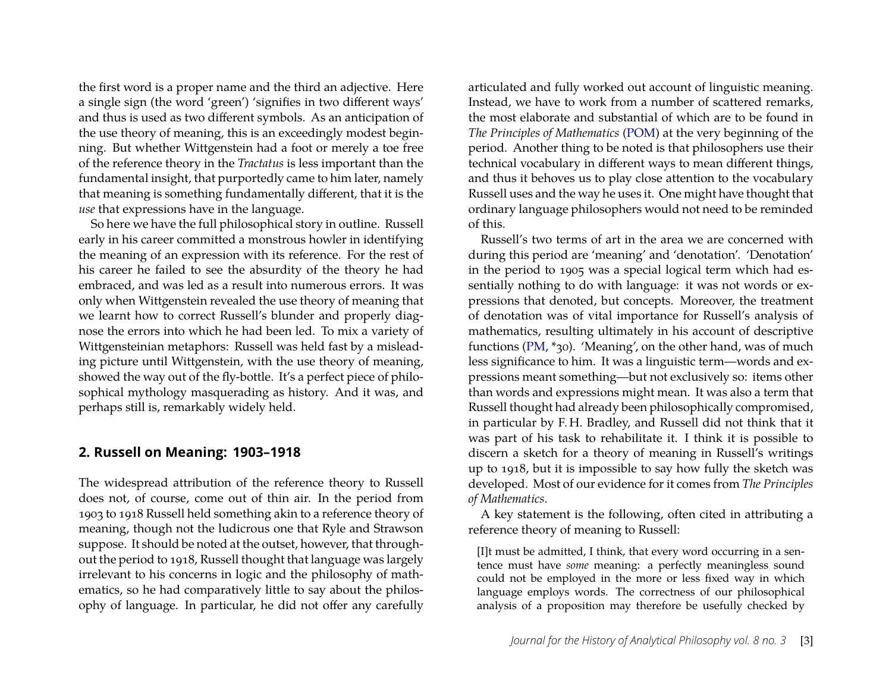the first word is a proper name and the third an adjective. Here a single sign (the word 'green') 'signifies in two different ways' and thus is used as two different symbols. As an anticipation of the use theory of meaning, this is an exceedingly modest beginning. But whether Wittgenstein had a foot or merely a toe free of the reference theory in the *Tractatus* is less important than the fundamental insight, that purportedly came to him later, namely that meaning is something fundamentally different, that it is the *use* that expressions have in the language.

So here we have the full philosophical story in outline. Russell early in his career committed a monstrous howler in identifying the meaning of an expression with its reference. For the rest of his career he failed to see the absurdity of the theory he had embraced, and was led as a result into numerous errors. It was only when Wittgenstein revealed the use theory of meaning that we learnt how to correct Russell's blunder and properly diagnose the errors into which he had been led. To mix a variety of Wittgensteinian metaphors: Russell was held fast by a misleading picture until Wittgenstein, with the use theory of meaning, showed the way out of the fly-bottle. It's a perfect piece of philosophical mythology masquerading as history. And it was, and perhaps still is, remarkably widely held.

## 2. Russell on Meaning: 1903–1918

The widespread attribution of the reference theory to Russell does not, of course, come out of thin air. In the period from 1903 to 1918 Russell held something akin to a reference theory of meaning, though not the ludicrous one that Ryle and Strawson suppose. It should be noted at the outset, however, that throughout the period to 1918, Russell thought that language was largely irrelevant to his concerns in logic and the philosophy of mathematics, so he had comparatively little to say about the philosophy of language. In particular, he did not offer any carefully articulated and fully worked out account of linguistic meaning. Instead, we have to work from a number of scattered remarks, the most elaborate and substantial of which are to be found in *The Principles of Mathematics* (POM) at the very beginning of the period. Another thing to be noted is that philosophers use their technical vocabulary in different ways to mean different things, and thus it behoves us to play close attention to the vocabulary Russell uses and the way he uses it. One might have thought that ordinary language philosophers would not need to be reminded of this.

Russell's two terms of art in the area we are concerned with during this period are 'meaning' and 'denotation'. 'Denotation' in the period to 1905 was a special logical term which had essentially nothing to do with language: it was not words or expressions that denoted, but concepts. Moreover, the treatment of denotation was of vital importance for Russell's analysis of mathematics, resulting ultimately in his account of descriptive functions (PM, *30). 'Meaning', on the other hand, was of much less significance to him. It was a linguistic term—words and expressions meant something—but not exclusively so: items other than words and expressions might mean. It was also a term that Russell thought had already been philosophically compromised, in particular by F. H. Bradley, and Russell did not think that it was part of his task to rehabilitate it. I think it is possible to discern a sketch for a theory of meaning in Russell's writings up to 1918, but it is impossible to say how fully the sketch was developed. Most of our evidence for it comes from *The Principles of Mathematics*.

A key statement is the following, often cited in attributing a reference theory of meaning to Russell:

> [I]t must be admitted, I think, that every word occurring in a sentence must have *some* meaning: a perfectly meaningless sound could not be employed in the more or less fixed way in which language employs words. The correctness of our philosophical analysis of a proposition may therefore be usefully checked by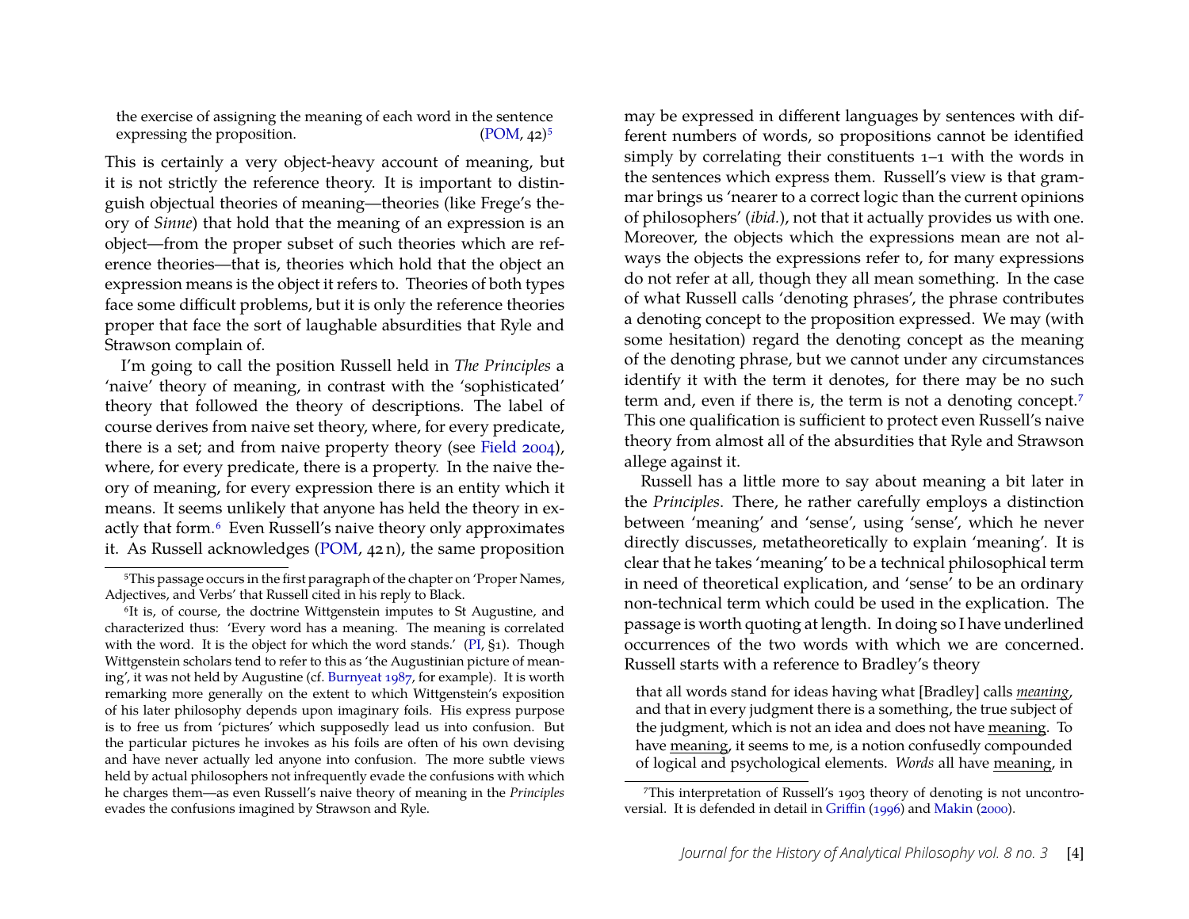the exercise of assigning the meaning of each word in the sentence expressing the proposition. (POM, 42)[5]

This is certainly a very object-heavy account of meaning, but it is not strictly the reference theory. It is important to distinguish objectual theories of meaning—theories (like Frege's theory of *Sinne*) that hold that the meaning of an expression is an object—from the proper subset of such theories which are reference theories—that is, theories which hold that the object an expression means is the object it refers to. Theories of both types face some difficult problems, but it is only the reference theories proper that face the sort of laughable absurdities that Ryle and Strawson complain of.

I'm going to call the position Russell held in *The Principles* a 'naive' theory of meaning, in contrast with the 'sophisticated' theory that followed the theory of descriptions. The label of course derives from naive set theory, where, for every predicate, there is a set; and from naive property theory (see Field 2004), where, for every predicate, there is a property. In the naive theory of meaning, for every expression there is an entity which it means. It seems unlikely that anyone has held the theory in exactly that form.[6] Even Russell's naive theory only approximates it. As Russell acknowledges (POM, 42 n), the same proposition may be expressed in different languages by sentences with different numbers of words, so propositions cannot be identified simply by correlating their constituents 1–1 with the words in the sentences which express them. Russell's view is that grammar brings us 'nearer to a correct logic than the current opinions of philosophers' (*ibid.*), not that it actually provides us with one. Moreover, the objects which the expressions mean are not always the objects the expressions refer to, for many expressions do not refer at all, though they all mean something. In the case of what Russell calls 'denoting phrases', the phrase contributes a denoting concept to the proposition expressed. We may (with some hesitation) regard the denoting concept as the meaning of the denoting phrase, but we cannot under any circumstances identify it with the term it denotes, for there may be no such term and, even if there is, the term is not a denoting concept.[7] This one qualification is sufficient to protect even Russell's naive theory from almost all of the absurdities that Ryle and Strawson allege against it.

Russell has a little more to say about meaning a bit later in the *Principles*. There, he rather carefully employs a distinction between 'meaning' and 'sense', using 'sense', which he never directly discusses, metatheoretically to explain 'meaning'. It is clear that he takes 'meaning' to be a technical philosophical term in need of theoretical explication, and 'sense' to be an ordinary non-technical term which could be used in the explication. The passage is worth quoting at length. In doing so I have underlined occurrences of the two words with which we are concerned. Russell starts with a reference to Bradley's theory

> that all words stand for ideas having what [Bradley] calls <u>*meaning*</u>, and that in every judgment there is a something, the true subject of the judgment, which is not an idea and does not have <u>meaning</u>. To have <u>meaning</u>, it seems to me, is a notion confusedly compounded of logical and psychological elements. *Words* all have <u>meaning</u>, in

---

[5] This passage occurs in the first paragraph of the chapter on 'Proper Names, Adjectives, and Verbs' that Russell cited in his reply to Black.

[6] It is, of course, the doctrine Wittgenstein imputes to St Augustine, and characterized thus: 'Every word has a meaning. The meaning is correlated with the word. It is the object for which the word stands.' (PI, §1). Though Wittgenstein scholars tend to refer to this as 'the Augustinian picture of meaning', it was not held by Augustine (cf. Burnyeat 1987, for example). It is worth remarking more generally on the extent to which Wittgenstein's exposition of his later philosophy depends upon imaginary foils. His express purpose is to free us from 'pictures' which supposedly lead us into confusion. But the particular pictures he invokes as his foils are often of his own devising and have never actually led anyone into confusion. The more subtle views held by actual philosophers not infrequently evade the confusions with which he charges them—as even Russell's naive theory of meaning in the *Principles* evades the confusions imagined by Strawson and Ryle.

[7] This interpretation of Russell's 1903 theory of denoting is not uncontroversial. It is defended in detail in Griffin (1996) and Makin (2000).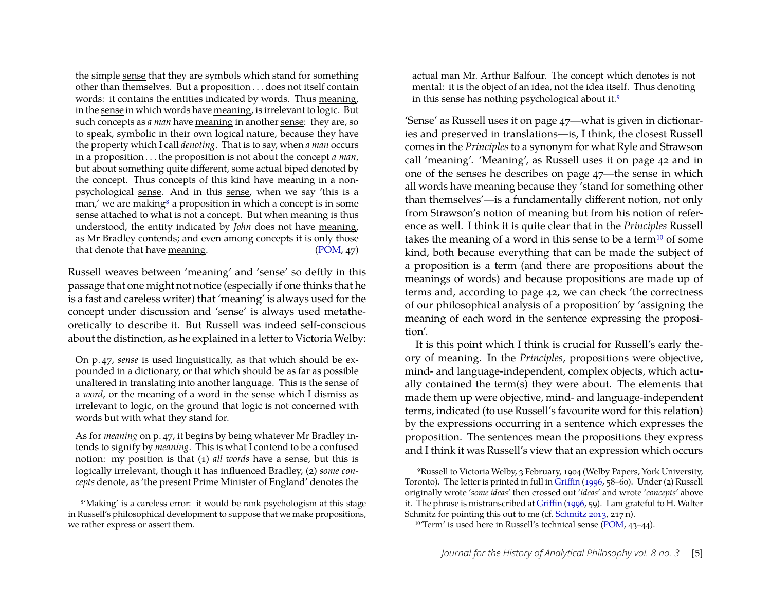the simple sense that they are symbols which stand for something other than themselves. But a proposition . . . does not itself contain words: it contains the entities indicated by words. Thus meaning, in the sense in which words have meaning, is irrelevant to logic. But such concepts as *a man* have meaning in another sense: they are, so to speak, symbolic in their own logical nature, because they have the property which I call *denoting*. That is to say, when *a man* occurs in a proposition . . . the proposition is not about the concept *a man*, but about something quite different, some actual biped denoted by the concept. Thus concepts of this kind have meaning in a non-psychological sense. And in this sense, when we say 'this is a man,' we are making[8] a proposition in which a concept is in some sense attached to what is not a concept. But when meaning is thus understood, the entity indicated by *John* does not have meaning, as Mr Bradley contends; and even among concepts it is only those that denote that have meaning. (POM, 47)

Russell weaves between 'meaning' and 'sense' so deftly in this passage that one might not notice (especially if one thinks that he is a fast and careless writer) that 'meaning' is always used for the concept under discussion and 'sense' is always used metatheoretically to describe it. But Russell was indeed self-conscious about the distinction, as he explained in a letter to Victoria Welby:

> On p. 47, *sense* is used linguistically, as that which should be expounded in a dictionary, or that which should be as far as possible unaltered in translating into another language. This is the sense of a *word*, or the meaning of a word in the sense which I dismiss as irrelevant to logic, on the ground that logic is not concerned with words but with what they stand for.
>
> As for *meaning* on p. 47, it begins by being whatever Mr Bradley intends to signify by *meaning*. This is what I contend to be a confused notion: my position is that (1) *all words* have a sense, but this is logically irrelevant, though it has influenced Bradley, (2) *some concepts* denote, as 'the present Prime Minister of England' denotes the actual man Mr. Arthur Balfour. The concept which denotes is not mental: it is the object of an idea, not the idea itself. Thus denoting in this sense has nothing psychological about it.[9]

'Sense' as Russell uses it on page 47—what is given in dictionaries and preserved in translations—is, I think, the closest Russell comes in the *Principles* to a synonym for what Ryle and Strawson call 'meaning'. 'Meaning', as Russell uses it on page 42 and in one of the senses he describes on page 47—the sense in which all words have meaning because they 'stand for something other than themselves'—is a fundamentally different notion, not only from Strawson's notion of meaning but from his notion of reference as well. I think it is quite clear that in the *Principles* Russell takes the meaning of a word in this sense to be a term[10] of some kind, both because everything that can be made the subject of a proposition is a term (and there are propositions about the meanings of words) and because propositions are made up of terms and, according to page 42, we can check 'the correctness of our philosophical analysis of a proposition' by 'assigning the meaning of each word in the sentence expressing the proposition'.

It is this point which I think is crucial for Russell's early theory of meaning. In the *Principles*, propositions were objective, mind- and language-independent, complex objects, which actually contained the term(s) they were about. The elements that made them up were objective, mind- and language-independent terms, indicated (to use Russell's favourite word for this relation) by the expressions occurring in a sentence which expresses the proposition. The sentences mean the propositions they express and I think it was Russell's view that an expression which occurs

---

[8] 'Making' is a careless error: it would be rank psychologism at this stage in Russell's philosophical development to suppose that we make propositions, we rather express or assert them.

[9] Russell to Victoria Welby, 3 February, 1904 (Welby Papers, York University, Toronto). The letter is printed in full in Griffin (1996, 58–60). Under (2) Russell originally wrote '*some ideas*' then crossed out '*ideas*' and wrote '*concepts*' above it. The phrase is mistranscribed at Griffin (1996, 59). I am grateful to H. Walter Schmitz for pointing this out to me (cf. Schmitz 2013, 217 n).

[10] 'Term' is used here in Russell's technical sense (POM, 43–44).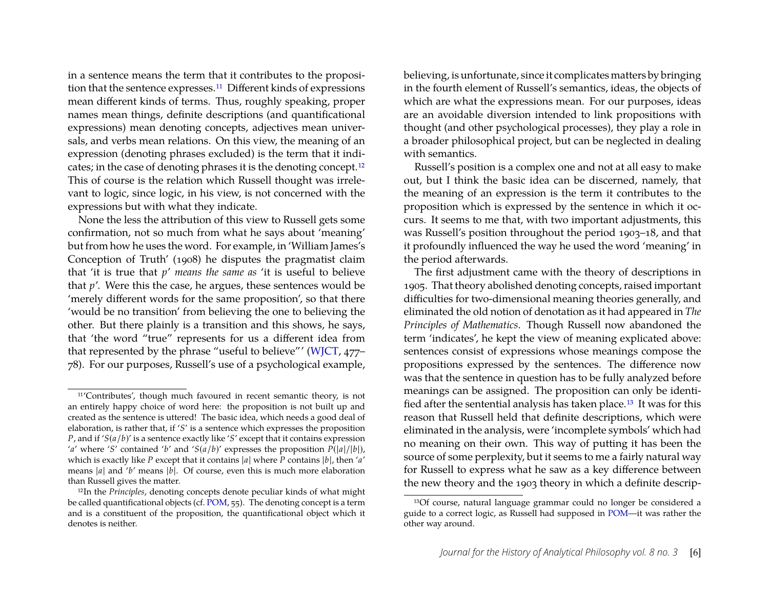in a sentence means the term that it contributes to the proposition that the sentence expresses.[11] Different kinds of expressions mean different kinds of terms. Thus, roughly speaking, proper names mean things, definite descriptions (and quantificational expressions) mean denoting concepts, adjectives mean universals, and verbs mean relations. On this view, the meaning of an expression (denoting phrases excluded) is the term that it indicates; in the case of denoting phrases it is the denoting concept.[12] This of course is the relation which Russell thought was irrelevant to logic, since logic, in his view, is not concerned with the expressions but with what they indicate.

None the less the attribution of this view to Russell gets some confirmation, not so much from what he says about 'meaning' but from how he uses the word. For example, in 'William James's Conception of Truth' (1908) he disputes the pragmatist claim that 'it is true that *p*' *means the same as* 'it is useful to believe that *p*'. Were this the case, he argues, these sentences would be 'merely different words for the same proposition', so that there 'would be no transition' from believing the one to believing the other. But there plainly is a transition and this shows, he says, that 'the word "true" represents for us a different idea from that represented by the phrase "useful to believe"' (WJCT, 477–78). For our purposes, Russell's use of a psychological example, believing, is unfortunate, since it complicates matters by bringing in the fourth element of Russell's semantics, ideas, the objects of which are what the expressions mean. For our purposes, ideas are an avoidable diversion intended to link propositions with thought (and other psychological processes), they play a role in a broader philosophical project, but can be neglected in dealing with semantics.

Russell's position is a complex one and not at all easy to make out, but I think the basic idea can be discerned, namely, that the meaning of an expression is the term it contributes to the proposition which is expressed by the sentence in which it occurs. It seems to me that, with two important adjustments, this was Russell's position throughout the period 1903–18, and that it profoundly influenced the way he used the word 'meaning' in the period afterwards.

The first adjustment came with the theory of descriptions in 1905. That theory abolished denoting concepts, raised important difficulties for two-dimensional meaning theories generally, and eliminated the old notion of denotation as it had appeared in *The Principles of Mathematics*. Though Russell now abandoned the term 'indicates', he kept the view of meaning explicated above: sentences consist of expressions whose meanings compose the propositions expressed by the sentences. The difference now was that the sentence in question has to be fully analyzed before meanings can be assigned. The proposition can only be identified after the sentential analysis has taken place.[13] It was for this reason that Russell held that definite descriptions, which were eliminated in the analysis, were 'incomplete symbols' which had no meaning on their own. This way of putting it has been the source of some perplexity, but it seems to me a fairly natural way for Russell to express what he saw as a key difference between the new theory and the 1903 theory in which a definite descrip-

---

[11] 'Contributes', though much favoured in recent semantic theory, is not an entirely happy choice of word here: the proposition is not built up and created as the sentence is uttered! The basic idea, which needs a good deal of elaboration, is rather that, if '$S$' is a sentence which expresses the proposition $P$, and if '$S(a/b)$' is a sentence exactly like '$S$' except that it contains expression '$a$' where '$S$' contained '$b$' and '$S(a/b)$' expresses the proposition $P(|a|/|b|)$, which is exactly like $P$ except that it contains $|a|$ where $P$ contains $|b|$, then '$a$' means $|a|$ and '$b$' means $|b|$. Of course, even this is much more elaboration than Russell gives the matter.

[12] In the *Principles*, denoting concepts denote peculiar kinds of what might be called quantificational objects (cf. POM, 55). The denoting concept is a term and is a constituent of the proposition, the quantificational object which it denotes is neither.

[13] Of course, natural language grammar could no longer be considered a guide to a correct logic, as Russell had supposed in POM—it was rather the other way around.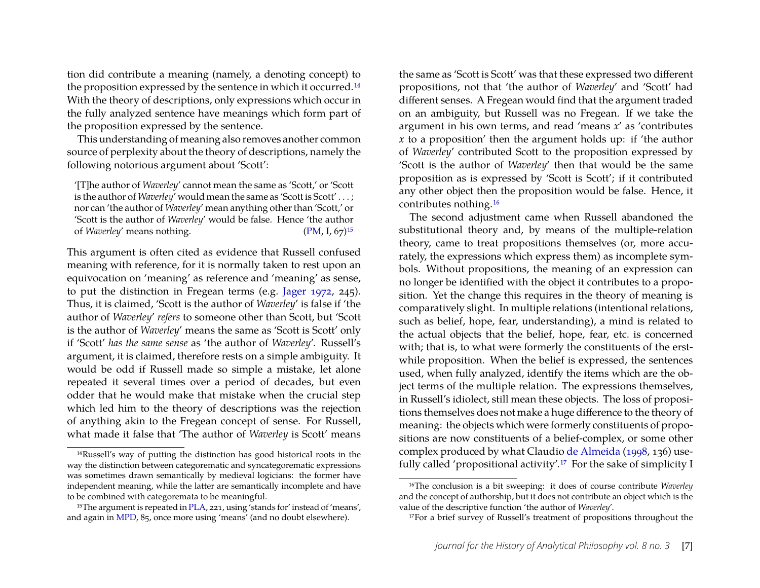tion did contribute a meaning (namely, a denoting concept) to the proposition expressed by the sentence in which it occurred.[14] With the theory of descriptions, only expressions which occur in the fully analyzed sentence have meanings which form part of the proposition expressed by the sentence.

This understanding of meaning also removes another common source of perplexity about the theory of descriptions, namely the following notorious argument about 'Scott':

> '[T]he author of *Waverley*' cannot mean the same as 'Scott,' or 'Scott is the author of *Waverley*' would mean the same as 'Scott is Scott' . . . ; nor can 'the author of *Waverley*' mean anything other than 'Scott,' or 'Scott is the author of *Waverley*' would be false. Hence 'the author of *Waverley*' means nothing. (PM, I, 67)[15]

This argument is often cited as evidence that Russell confused meaning with reference, for it is normally taken to rest upon an equivocation on 'meaning' as reference and 'meaning' as sense, to put the distinction in Fregean terms (e.g. Jager 1972, 245). Thus, it is claimed, 'Scott is the author of *Waverley*' is false if 'the author of *Waverley*' *refers* to someone other than Scott, but 'Scott is the author of *Waverley*' means the same as 'Scott is Scott' only if 'Scott' *has the same sense* as 'the author of *Waverley*'. Russell's argument, it is claimed, therefore rests on a simple ambiguity. It would be odd if Russell made so simple a mistake, let alone repeated it several times over a period of decades, but even odder that he would make that mistake when the crucial step which led him to the theory of descriptions was the rejection of anything akin to the Fregean concept of sense. For Russell, what made it false that 'The author of *Waverley* is Scott' means the same as 'Scott is Scott' was that these expressed two different propositions, not that 'the author of *Waverley*' and 'Scott' had different senses. A Fregean would find that the argument traded on an ambiguity, but Russell was no Fregean. If we take the argument in his own terms, and read 'means $x$' as 'contributes $x$ to a proposition' then the argument holds up: if 'the author of *Waverley*' contributed Scott to the proposition expressed by 'Scott is the author of *Waverley*' then that would be the same proposition as is expressed by 'Scott is Scott'; if it contributed any other object then the proposition would be false. Hence, it contributes nothing.[16]

The second adjustment came when Russell abandoned the substitutional theory and, by means of the multiple-relation theory, came to treat propositions themselves (or, more accurately, the expressions which express them) as incomplete symbols. Without propositions, the meaning of an expression can no longer be identified with the object it contributes to a proposition. Yet the change this requires in the theory of meaning is comparatively slight. In multiple relations (intentional relations, such as belief, hope, fear, understanding), a mind is related to the actual objects that the belief, hope, fear, etc. is concerned with; that is, to what were formerly the constituents of the erstwhile proposition. When the belief is expressed, the sentences used, when fully analyzed, identify the items which are the object terms of the multiple relation. The expressions themselves, in Russell's idiolect, still mean these objects. The loss of propositions themselves does not make a huge difference to the theory of meaning: the objects which were formerly constituents of propositions are now constituents of a belief-complex, or some other complex produced by what Claudio de Almeida (1998, 136) usefully called 'propositional activity'.[17] For the sake of simplicity I

---

[14] Russell's way of putting the distinction has good historical roots in the way the distinction between categorematic and syncategorematic expressions was sometimes drawn semantically by medieval logicians: the former have independent meaning, while the latter are semantically incomplete and have to be combined with categoremata to be meaningful.

[15] The argument is repeated in PLA, 221, using 'stands for' instead of 'means', and again in MPD, 85, once more using 'means' (and no doubt elsewhere).

[16] The conclusion is a bit sweeping: it does of course contribute *Waverley* and the concept of authorship, but it does not contribute an object which is the value of the descriptive function 'the author of *Waverley*'.

[17] For a brief survey of Russell's treatment of propositions throughout the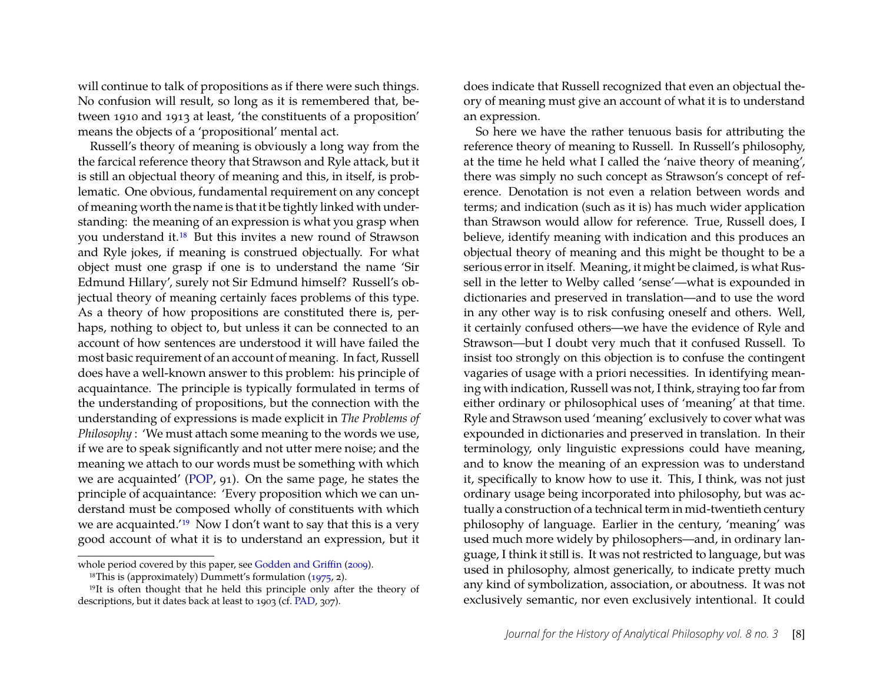will continue to talk of propositions as if there were such things. No confusion will result, so long as it is remembered that, between 1910 and 1913 at least, 'the constituents of a proposition' means the objects of a 'propositional' mental act.

Russell's theory of meaning is obviously a long way from the the farcical reference theory that Strawson and Ryle attack, but it is still an objectual theory of meaning and this, in itself, is problematic. One obvious, fundamental requirement on any concept of meaning worth the name is that it be tightly linked with understanding: the meaning of an expression is what you grasp when you understand it.[18] But this invites a new round of Strawson and Ryle jokes, if meaning is construed objectually. For what object must one grasp if one is to understand the name 'Sir Edmund Hillary', surely not Sir Edmund himself? Russell's objectual theory of meaning certainly faces problems of this type. As a theory of how propositions are constituted there is, perhaps, nothing to object to, but unless it can be connected to an account of how sentences are understood it will have failed the most basic requirement of an account of meaning. In fact, Russell does have a well-known answer to this problem: his principle of acquaintance. The principle is typically formulated in terms of the understanding of propositions, but the connection with the understanding of expressions is made explicit in *The Problems of Philosophy*: 'We must attach some meaning to the words we use, if we are to speak significantly and not utter mere noise; and the meaning we attach to our words must be something with which we are acquainted' (POP, 91). On the same page, he states the principle of acquaintance: 'Every proposition which we can understand must be composed wholly of constituents with which we are acquainted.'[19] Now I don't want to say that this is a very good account of what it is to understand an expression, but it does indicate that Russell recognized that even an objectual theory of meaning must give an account of what it is to understand an expression.

So here we have the rather tenuous basis for attributing the reference theory of meaning to Russell. In Russell's philosophy, at the time he held what I called the 'naive theory of meaning', there was simply no such concept as Strawson's concept of reference. Denotation is not even a relation between words and terms; and indication (such as it is) has much wider application than Strawson would allow for reference. True, Russell does, I believe, identify meaning with indication and this produces an objectual theory of meaning and this might be thought to be a serious error in itself. Meaning, it might be claimed, is what Russell in the letter to Welby called 'sense'—what is expounded in dictionaries and preserved in translation—and to use the word in any other way is to risk confusing oneself and others. Well, it certainly confused others—we have the evidence of Ryle and Strawson—but I doubt very much that it confused Russell. To insist too strongly on this objection is to confuse the contingent vagaries of usage with a priori necessities. In identifying meaning with indication, Russell was not, I think, straying too far from either ordinary or philosophical uses of 'meaning' at that time. Ryle and Strawson used 'meaning' exclusively to cover what was expounded in dictionaries and preserved in translation. In their terminology, only linguistic expressions could have meaning, and to know the meaning of an expression was to understand it, specifically to know how to use it. This, I think, was not just ordinary usage being incorporated into philosophy, but was actually a construction of a technical term in mid-twentieth century philosophy of language. Earlier in the century, 'meaning' was used much more widely by philosophers—and, in ordinary language, I think it still is. It was not restricted to language, but was used in philosophy, almost generically, to indicate pretty much any kind of symbolization, association, or aboutness. It was not exclusively semantic, nor even exclusively intentional. It could

whole period covered by this paper, see Godden and Griffin (2009).

[18] This is (approximately) Dummett's formulation (1975, 2).

[19] It is often thought that he held this principle only after the theory of descriptions, but it dates back at least to 1903 (cf. PAD, 307).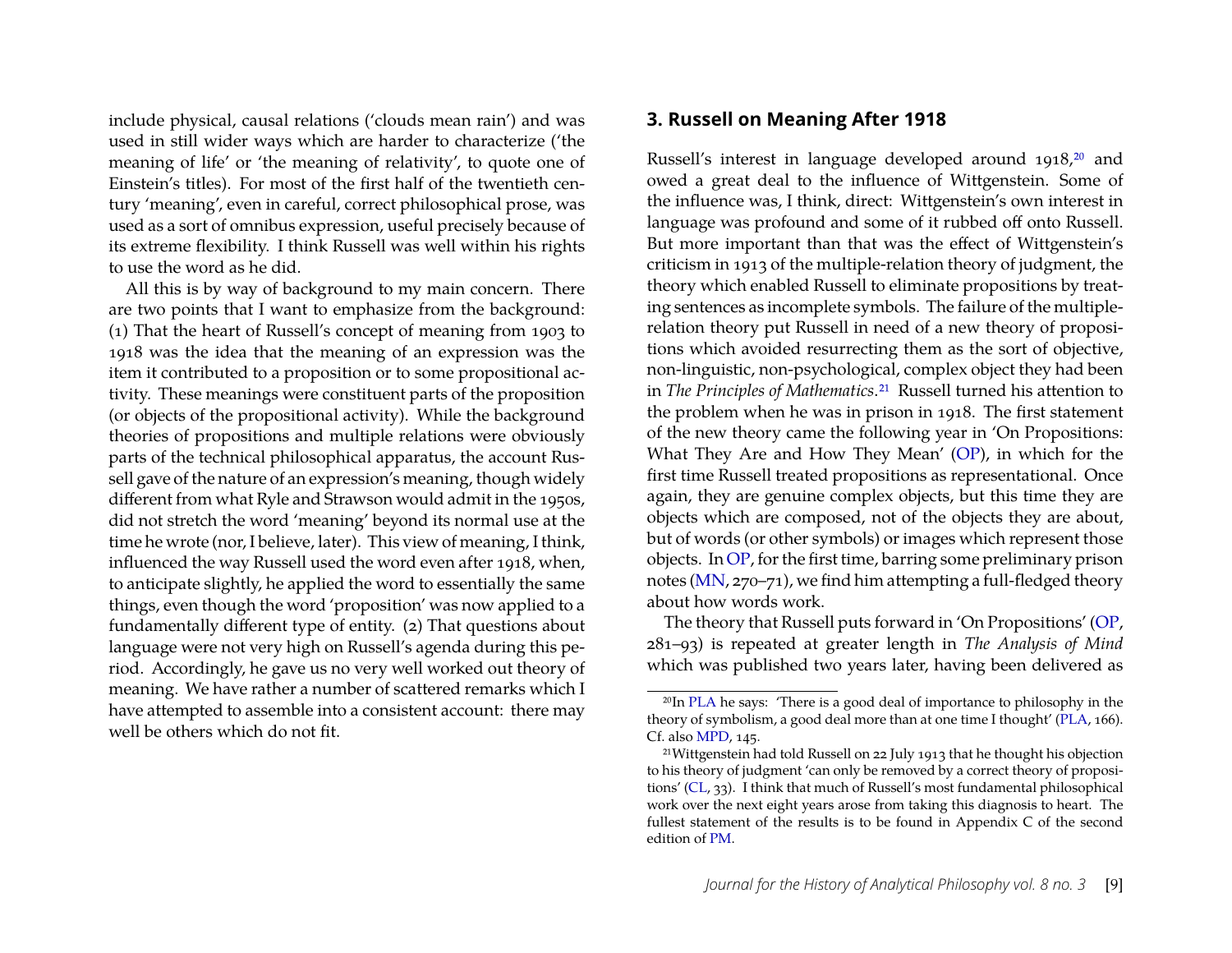include physical, causal relations ('clouds mean rain') and was used in still wider ways which are harder to characterize ('the meaning of life' or 'the meaning of relativity', to quote one of Einstein's titles). For most of the first half of the twentieth century 'meaning', even in careful, correct philosophical prose, was used as a sort of omnibus expression, useful precisely because of its extreme flexibility. I think Russell was well within his rights to use the word as he did.

All this is by way of background to my main concern. There are two points that I want to emphasize from the background: (1) That the heart of Russell's concept of meaning from 1903 to 1918 was the idea that the meaning of an expression was the item it contributed to a proposition or to some propositional activity. These meanings were constituent parts of the proposition (or objects of the propositional activity). While the background theories of propositions and multiple relations were obviously parts of the technical philosophical apparatus, the account Russell gave of the nature of an expression's meaning, though widely different from what Ryle and Strawson would admit in the 1950s, did not stretch the word 'meaning' beyond its normal use at the time he wrote (nor, I believe, later). This view of meaning, I think, influenced the way Russell used the word even after 1918, when, to anticipate slightly, he applied the word to essentially the same things, even though the word 'proposition' was now applied to a fundamentally different type of entity. (2) That questions about language were not very high on Russell's agenda during this period. Accordingly, he gave us no very well worked out theory of meaning. We have rather a number of scattered remarks which I have attempted to assemble into a consistent account: there may well be others which do not fit.

## 3. Russell on Meaning After 1918

Russell's interest in language developed around 1918,[20] and owed a great deal to the influence of Wittgenstein. Some of the influence was, I think, direct: Wittgenstein's own interest in language was profound and some of it rubbed off onto Russell. But more important than that was the effect of Wittgenstein's criticism in 1913 of the multiple-relation theory of judgment, the theory which enabled Russell to eliminate propositions by treating sentences as incomplete symbols. The failure of the multiple-relation theory put Russell in need of a new theory of propositions which avoided resurrecting them as the sort of objective, non-linguistic, non-psychological, complex object they had been in *The Principles of Mathematics*.[21] Russell turned his attention to the problem when he was in prison in 1918. The first statement of the new theory came the following year in 'On Propositions: What They Are and How They Mean' (OP), in which for the first time Russell treated propositions as representational. Once again, they are genuine complex objects, but this time they are objects which are composed, not of the objects they are about, but of words (or other symbols) or images which represent those objects. In OP, for the first time, barring some preliminary prison notes (MN, 270–71), we find him attempting a full-fledged theory about how words work.

The theory that Russell puts forward in 'On Propositions' (OP, 281–93) is repeated at greater length in *The Analysis of Mind* which was published two years later, having been delivered as

[20] In PLA he says: 'There is a good deal of importance to philosophy in the theory of symbolism, a good deal more than at one time I thought' (PLA, 166). Cf. also MPD, 145.

[21] Wittgenstein had told Russell on 22 July 1913 that he thought his objection to his theory of judgment 'can only be removed by a correct theory of propositions' (CL, 33). I think that much of Russell's most fundamental philosophical work over the next eight years arose from taking this diagnosis to heart. The fullest statement of the results is to be found in Appendix C of the second edition of PM.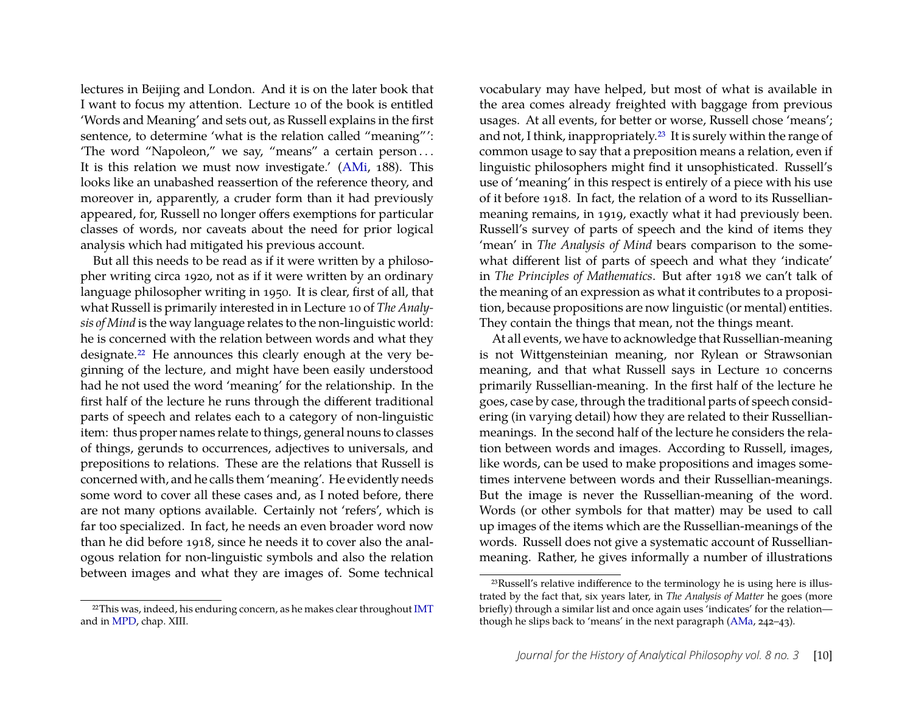lectures in Beijing and London. And it is on the later book that I want to focus my attention. Lecture 10 of the book is entitled 'Words and Meaning' and sets out, as Russell explains in the first sentence, to determine 'what is the relation called "meaning"': 'The word "Napoleon," we say, "means" a certain person . . . It is this relation we must now investigate.' (AMi, 188). This looks like an unabashed reassertion of the reference theory, and moreover in, apparently, a cruder form than it had previously appeared, for, Russell no longer offers exemptions for particular classes of words, nor caveats about the need for prior logical analysis which had mitigated his previous account.

But all this needs to be read as if it were written by a philosopher writing circa 1920, not as if it were written by an ordinary language philosopher writing in 1950. It is clear, first of all, that what Russell is primarily interested in in Lecture 10 of *The Analysis of Mind* is the way language relates to the non-linguistic world: he is concerned with the relation between words and what they designate.[22] He announces this clearly enough at the very beginning of the lecture, and might have been easily understood had he not used the word 'meaning' for the relationship. In the first half of the lecture he runs through the different traditional parts of speech and relates each to a category of non-linguistic item: thus proper names relate to things, general nouns to classes of things, gerunds to occurrences, adjectives to universals, and prepositions to relations. These are the relations that Russell is concerned with, and he calls them 'meaning'. He evidently needs some word to cover all these cases and, as I noted before, there are not many options available. Certainly not 'refers', which is far too specialized. In fact, he needs an even broader word now than he did before 1918, since he needs it to cover also the analogous relation for non-linguistic symbols and also the relation between images and what they are images of. Some technical vocabulary may have helped, but most of what is available in the area comes already freighted with baggage from previous usages. At all events, for better or worse, Russell chose 'means'; and not, I think, inappropriately.[23] It is surely within the range of common usage to say that a preposition means a relation, even if linguistic philosophers might find it unsophisticated. Russell's use of 'meaning' in this respect is entirely of a piece with his use of it before 1918. In fact, the relation of a word to its Russellian-meaning remains, in 1919, exactly what it had previously been. Russell's survey of parts of speech and the kind of items they 'mean' in *The Analysis of Mind* bears comparison to the somewhat different list of parts of speech and what they 'indicate' in *The Principles of Mathematics*. But after 1918 we can't talk of the meaning of an expression as what it contributes to a proposition, because propositions are now linguistic (or mental) entities. They contain the things that mean, not the things meant.

At all events, we have to acknowledge that Russellian-meaning is not Wittgensteinian meaning, nor Rylean or Strawsonian meaning, and that what Russell says in Lecture 10 concerns primarily Russellian-meaning. In the first half of the lecture he goes, case by case, through the traditional parts of speech considering (in varying detail) how they are related to their Russellian-meanings. In the second half of the lecture he considers the relation between words and images. According to Russell, images, like words, can be used to make propositions and images sometimes intervene between words and their Russellian-meanings. But the image is never the Russellian-meaning of the word. Words (or other symbols for that matter) may be used to call up images of the items which are the Russellian-meanings of the words. Russell does not give a systematic account of Russellian-meaning. Rather, he gives informally a number of illustrations

[22] This was, indeed, his enduring concern, as he makes clear throughout IMT and in MPD, chap. XIII.

[23] Russell's relative indifference to the terminology he is using here is illustrated by the fact that, six years later, in *The Analysis of Matter* he goes (more briefly) through a similar list and once again uses 'indicates' for the relation—though he slips back to 'means' in the next paragraph (AMa, 242–43).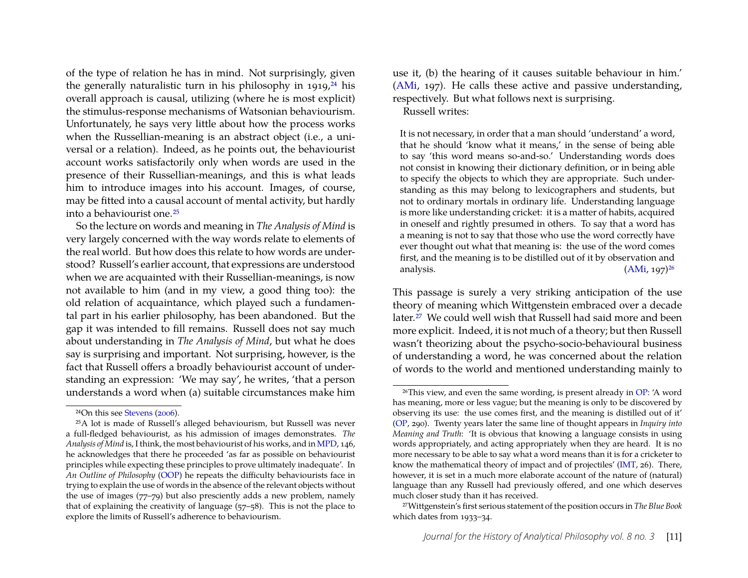of the type of relation he has in mind. Not surprisingly, given the generally naturalistic turn in his philosophy in 1919,[24] his overall approach is causal, utilizing (where he is most explicit) the stimulus-response mechanisms of Watsonian behaviourism. Unfortunately, he says very little about how the process works when the Russellian-meaning is an abstract object (i.e., a universal or a relation). Indeed, as he points out, the behaviourist account works satisfactorily only when words are used in the presence of their Russellian-meanings, and this is what leads him to introduce images into his account. Images, of course, may be fitted into a causal account of mental activity, but hardly into a behaviourist one.[25]

So the lecture on words and meaning in *The Analysis of Mind* is very largely concerned with the way words relate to elements of the real world. But how does this relate to how words are understood? Russell's earlier account, that expressions are understood when we are acquainted with their Russellian-meanings, is now not available to him (and in my view, a good thing too): the old relation of acquaintance, which played such a fundamental part in his earlier philosophy, has been abandoned. But the gap it was intended to fill remains. Russell does not say much about understanding in *The Analysis of Mind*, but what he does say is surprising and important. Not surprising, however, is the fact that Russell offers a broadly behaviourist account of understanding an expression: 'We may say', he writes, 'that a person understands a word when (a) suitable circumstances make him use it, (b) the hearing of it causes suitable behaviour in him.' (AMi, 197). He calls these active and passive understanding, respectively. But what follows next is surprising.

Russell writes:

> It is not necessary, in order that a man should 'understand' a word, that he should 'know what it means,' in the sense of being able to say 'this word means so-and-so.' Understanding words does not consist in knowing their dictionary definition, or in being able to specify the objects to which they are appropriate. Such understanding as this may belong to lexicographers and students, but not to ordinary mortals in ordinary life. Understanding language is more like understanding cricket: it is a matter of habits, acquired in oneself and rightly presumed in others. To say that a word has a meaning is not to say that those who use the word correctly have ever thought out what that meaning is: the use of the word comes first, and the meaning is to be distilled out of it by observation and analysis. (AMi, 197)[26]

This passage is surely a very striking anticipation of the use theory of meaning which Wittgenstein embraced over a decade later.[27] We could well wish that Russell had said more and been more explicit. Indeed, it is not much of a theory; but then Russell wasn't theorizing about the psycho-socio-behavioural business of understanding a word, he was concerned about the relation of words to the world and mentioned understanding mainly to

---

[24] On this see Stevens (2006).

[25] A lot is made of Russell's alleged behaviourism, but Russell was never a full-fledged behaviourist, as his admission of images demonstrates. *The Analysis of Mind* is, I think, the most behaviourist of his works, and in MPD, 146, he acknowledges that there he proceeded 'as far as possible on behaviourist principles while expecting these principles to prove ultimately inadequate'. In *An Outline of Philosophy* (OOP) he repeats the difficulty behaviourists face in trying to explain the use of words in the absence of the relevant objects without the use of images (77–79) but also presciently adds a new problem, namely that of explaining the creativity of language (57–58). This is not the place to explore the limits of Russell's adherence to behaviourism.

[26] This view, and even the same wording, is present already in OP: 'A word has meaning, more or less vague; but the meaning is only to be discovered by observing its use: the use comes first, and the meaning is distilled out of it' (OP, 290). Twenty years later the same line of thought appears in *Inquiry into Meaning and Truth*: 'It is obvious that knowing a language consists in using words appropriately, and acting appropriately when they are heard. It is no more necessary to be able to say what a word means than it is for a cricketer to know the mathematical theory of impact and of projectiles' (IMT, 26). There, however, it is set in a much more elaborate account of the nature of (natural) language than any Russell had previously offered, and one which deserves much closer study than it has received.

[27] Wittgenstein's first serious statement of the position occurs in *The Blue Book* which dates from 1933–34.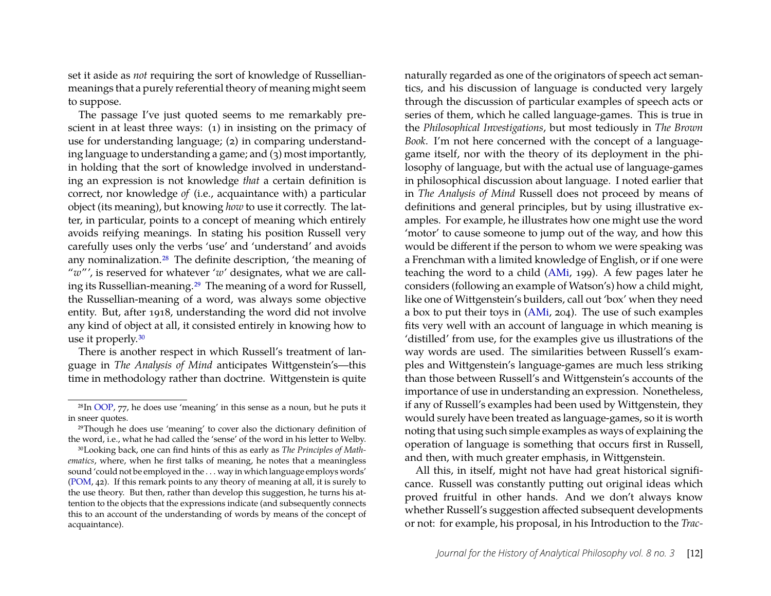set it aside as *not* requiring the sort of knowledge of Russellian-meanings that a purely referential theory of meaning might seem to suppose.

The passage I've just quoted seems to me remarkably prescient in at least three ways: (1) in insisting on the primacy of use for understanding language; (2) in comparing understanding language to understanding a game; and (3) most importantly, in holding that the sort of knowledge involved in understanding an expression is not knowledge *that* a certain definition is correct, nor knowledge *of* (i.e., acquaintance with) a particular object (its meaning), but knowing *how* to use it correctly. The latter, in particular, points to a concept of meaning which entirely avoids reifying meanings. In stating his position Russell very carefully uses only the verbs 'use' and 'understand' and avoids any nominalization.[28] The definite description, 'the meaning of "*w*"', is reserved for whatever '*w*' designates, what we are calling its Russellian-meaning.[29] The meaning of a word for Russell, the Russellian-meaning of a word, was always some objective entity. But, after 1918, understanding the word did not involve any kind of object at all, it consisted entirely in knowing how to use it properly.[30]

There is another respect in which Russell's treatment of language in *The Analysis of Mind* anticipates Wittgenstein's—this time in methodology rather than doctrine. Wittgenstein is quite naturally regarded as one of the originators of speech act semantics, and his discussion of language is conducted very largely through the discussion of particular examples of speech acts or series of them, which he called language-games. This is true in the *Philosophical Investigations*, but most tediously in *The Brown Book*. I'm not here concerned with the concept of a language-game itself, nor with the theory of its deployment in the philosophy of language, but with the actual use of language-games in philosophical discussion about language. I noted earlier that in *The Analysis of Mind* Russell does not proceed by means of definitions and general principles, but by using illustrative examples. For example, he illustrates how one might use the word 'motor' to cause someone to jump out of the way, and how this would be different if the person to whom we were speaking was a Frenchman with a limited knowledge of English, or if one were teaching the word to a child (AMi, 199). A few pages later he considers (following an example of Watson's) how a child might, like one of Wittgenstein's builders, call out 'box' when they need a box to put their toys in (AMi, 204). The use of such examples fits very well with an account of language in which meaning is 'distilled' from use, for the examples give us illustrations of the way words are used. The similarities between Russell's examples and Wittgenstein's language-games are much less striking than those between Russell's and Wittgenstein's accounts of the importance of use in understanding an expression. Nonetheless, if any of Russell's examples had been used by Wittgenstein, they would surely have been treated as language-games, so it is worth noting that using such simple examples as ways of explaining the operation of language is something that occurs first in Russell, and then, with much greater emphasis, in Wittgenstein.

All this, in itself, might not have had great historical significance. Russell was constantly putting out original ideas which proved fruitful in other hands. And we don't always know whether Russell's suggestion affected subsequent developments or not: for example, his proposal, in his Introduction to the *Trac-*

---

[28] In OOP, 77, he does use 'meaning' in this sense as a noun, but he puts it in sneer quotes.

[29] Though he does use 'meaning' to cover also the dictionary definition of the word, i.e., what he had called the 'sense' of the word in his letter to Welby.

[30] Looking back, one can find hints of this as early as *The Principles of Mathematics*, where, when he first talks of meaning, he notes that a meaningless sound 'could not be employed in the . . . way in which language employs words' (POM, 42). If this remark points to any theory of meaning at all, it is surely to the use theory. But then, rather than develop this suggestion, he turns his attention to the objects that the expressions indicate (and subsequently connects this to an account of the understanding of words by means of the concept of acquaintance).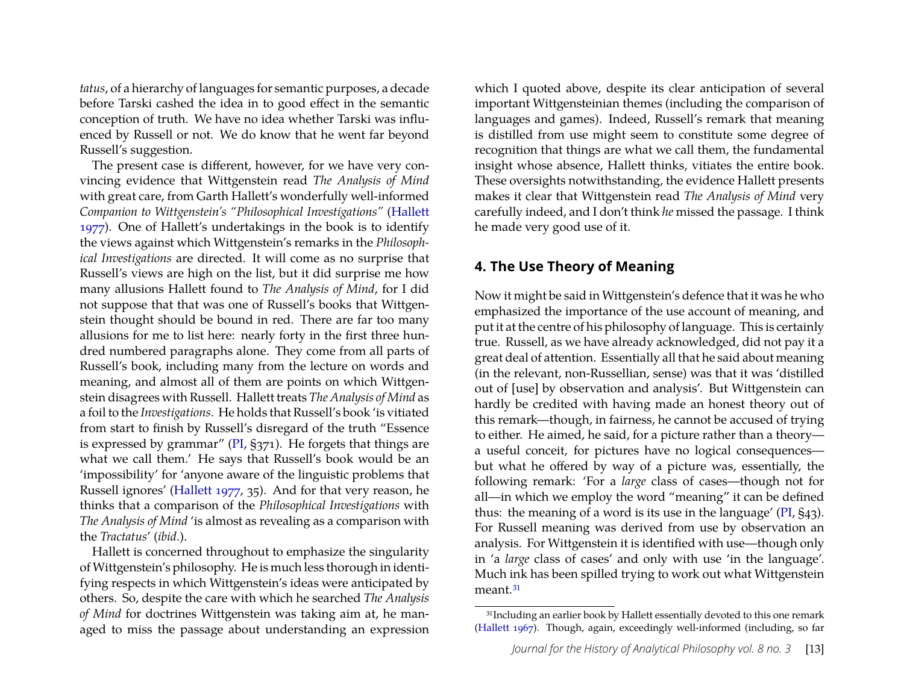*tatus*, of a hierarchy of languages for semantic purposes, a decade before Tarski cashed the idea in to good effect in the semantic conception of truth. We have no idea whether Tarski was influenced by Russell or not. We do know that he went far beyond Russell's suggestion.

The present case is different, however, for we have very convincing evidence that Wittgenstein read *The Analysis of Mind* with great care, from Garth Hallett's wonderfully well-informed *Companion to Wittgenstein's "Philosophical Investigations"* (Hallett 1977). One of Hallett's undertakings in the book is to identify the views against which Wittgenstein's remarks in the *Philosophical Investigations* are directed. It will come as no surprise that Russell's views are high on the list, but it did surprise me how many allusions Hallett found to *The Analysis of Mind*, for I did not suppose that that was one of Russell's books that Wittgenstein thought should be bound in red. There are far too many allusions for me to list here: nearly forty in the first three hundred numbered paragraphs alone. They come from all parts of Russell's book, including many from the lecture on words and meaning, and almost all of them are points on which Wittgenstein disagrees with Russell. Hallett treats *The Analysis of Mind* as a foil to the *Investigations*. He holds that Russell's book 'is vitiated from start to finish by Russell's disregard of the truth "Essence is expressed by grammar" (PI, §371). He forgets that things are what we call them.' He says that Russell's book would be an 'impossibility' for 'anyone aware of the linguistic problems that Russell ignores' (Hallett 1977, 35). And for that very reason, he thinks that a comparison of the *Philosophical Investigations* with *The Analysis of Mind* 'is almost as revealing as a comparison with the *Tractatus*' (*ibid.*).

Hallett is concerned throughout to emphasize the singularity of Wittgenstein's philosophy. He is much less thorough in identifying respects in which Wittgenstein's ideas were anticipated by others. So, despite the care with which he searched *The Analysis of Mind* for doctrines Wittgenstein was taking aim at, he managed to miss the passage about understanding an expression which I quoted above, despite its clear anticipation of several important Wittgensteinian themes (including the comparison of languages and games). Indeed, Russell's remark that meaning is distilled from use might seem to constitute some degree of recognition that things are what we call them, the fundamental insight whose absence, Hallett thinks, vitiates the entire book. These oversights notwithstanding, the evidence Hallett presents makes it clear that Wittgenstein read *The Analysis of Mind* very carefully indeed, and I don't think *he* missed the passage. I think he made very good use of it.

## 4. The Use Theory of Meaning

Now it might be said in Wittgenstein's defence that it was he who emphasized the importance of the use account of meaning, and put it at the centre of his philosophy of language. This is certainly true. Russell, as we have already acknowledged, did not pay it a great deal of attention. Essentially all that he said about meaning (in the relevant, non-Russellian, sense) was that it was 'distilled out of [use] by observation and analysis'. But Wittgenstein can hardly be credited with having made an honest theory out of this remark—though, in fairness, he cannot be accused of trying to either. He aimed, he said, for a picture rather than a theory—a useful conceit, for pictures have no logical consequences—but what he offered by way of a picture was, essentially, the following remark: 'For a *large* class of cases—though not for all—in which we employ the word "meaning" it can be defined thus: the meaning of a word is its use in the language' (PI, §43). For Russell meaning was derived from use by observation an analysis. For Wittgenstein it is identified with use—though only in 'a *large* class of cases' and only with use 'in the language'. Much ink has been spilled trying to work out what Wittgenstein meant.[31]

[31] Including an earlier book by Hallett essentially devoted to this one remark (Hallett 1967). Though, again, exceedingly well-informed (including, so far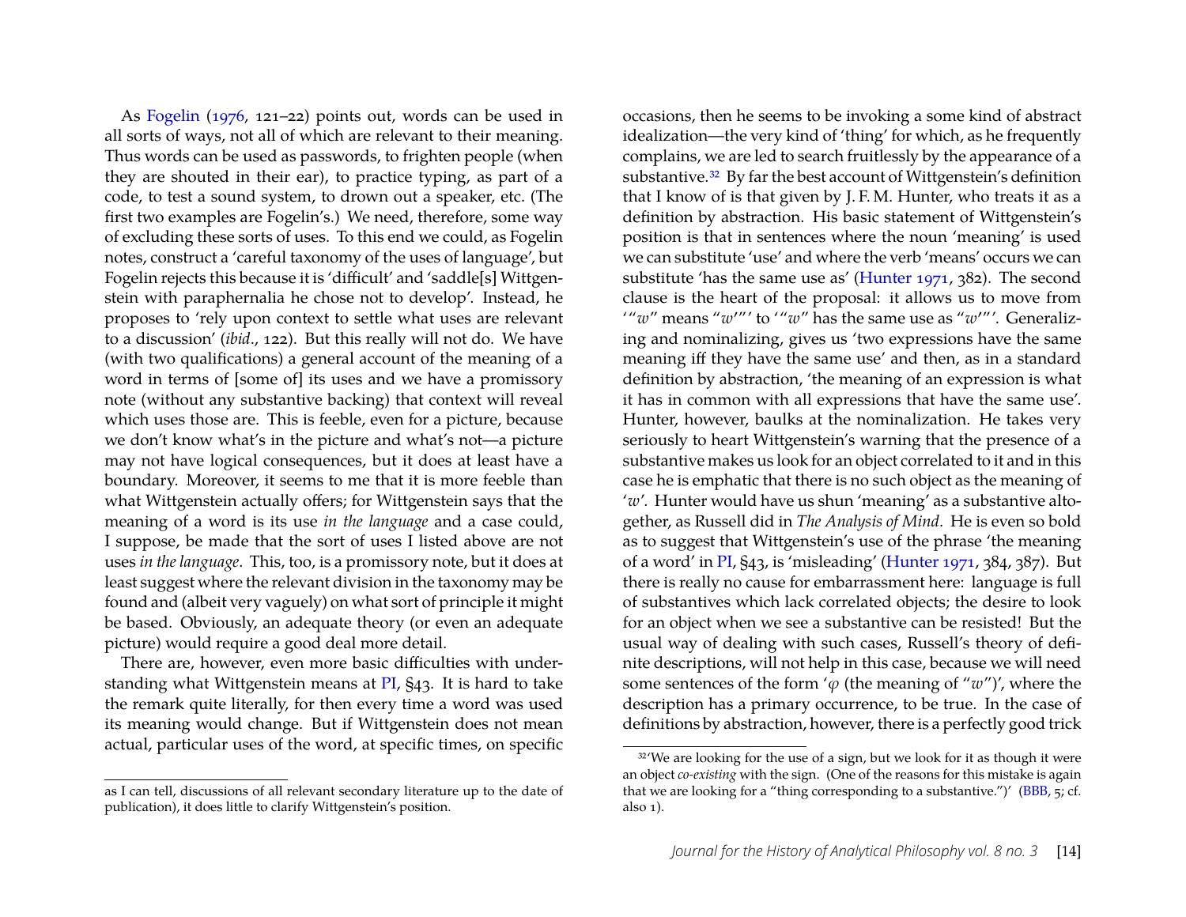As Fogelin (1976, 121–22) points out, words can be used in all sorts of ways, not all of which are relevant to their meaning. Thus words can be used as passwords, to frighten people (when they are shouted in their ear), to practice typing, as part of a code, to test a sound system, to drown out a speaker, etc. (The first two examples are Fogelin's.) We need, therefore, some way of excluding these sorts of uses. To this end we could, as Fogelin notes, construct a 'careful taxonomy of the uses of language', but Fogelin rejects this because it is 'difficult' and 'saddle[s] Wittgenstein with paraphernalia he chose not to develop'. Instead, he proposes to 'rely upon context to settle what uses are relevant to a discussion' (*ibid*., 122). But this really will not do. We have (with two qualifications) a general account of the meaning of a word in terms of [some of] its uses and we have a promissory note (without any substantive backing) that context will reveal which uses those are. This is feeble, even for a picture, because we don't know what's in the picture and what's not—a picture may not have logical consequences, but it does at least have a boundary. Moreover, it seems to me that it is more feeble than what Wittgenstein actually offers; for Wittgenstein says that the meaning of a word is its use *in the language* and a case could, I suppose, be made that the sort of uses I listed above are not uses *in the language*. This, too, is a promissory note, but it does at least suggest where the relevant division in the taxonomy may be found and (albeit very vaguely) on what sort of principle it might be based. Obviously, an adequate theory (or even an adequate picture) would require a good deal more detail.

There are, however, even more basic difficulties with understanding what Wittgenstein means at PI, §43. It is hard to take the remark quite literally, for then every time a word was used its meaning would change. But if Wittgenstein does not mean actual, particular uses of the word, at specific times, on specific occasions, then he seems to be invoking a some kind of abstract idealization—the very kind of 'thing' for which, as he frequently complains, we are led to search fruitlessly by the appearance of a substantive.[32] By far the best account of Wittgenstein's definition that I know of is that given by J. F. M. Hunter, who treats it as a definition by abstraction. His basic statement of Wittgenstein's position is that in sentences where the noun 'meaning' is used we can substitute 'use' and where the verb 'means' occurs we can substitute 'has the same use as' (Hunter 1971, 382). The second clause is the heart of the proposal: it allows us to move from '"*w*" means "*w*′"' to '"*w*" has the same use as "*w*′"'. Generalizing and nominalizing, gives us 'two expressions have the same meaning iff they have the same use' and then, as in a standard definition by abstraction, 'the meaning of an expression is what it has in common with all expressions that have the same use'. Hunter, however, baulks at the nominalization. He takes very seriously to heart Wittgenstein's warning that the presence of a substantive makes us look for an object correlated to it and in this case he is emphatic that there is no such object as the meaning of '*w*'. Hunter would have us shun 'meaning' as a substantive altogether, as Russell did in *The Analysis of Mind*. He is even so bold as to suggest that Wittgenstein's use of the phrase 'the meaning of a word' in PI, §43, is 'misleading' (Hunter 1971, 384, 387). But there is really no cause for embarrassment here: language is full of substantives which lack correlated objects; the desire to look for an object when we see a substantive can be resisted! But the usual way of dealing with such cases, Russell's theory of definite descriptions, will not help in this case, because we will need some sentences of the form '$\varphi$ (the meaning of "*w*")', where the description has a primary occurrence, to be true. In the case of definitions by abstraction, however, there is a perfectly good trick

as I can tell, discussions of all relevant secondary literature up to the date of publication), it does little to clarify Wittgenstein's position.

[32] 'We are looking for the use of a sign, but we look for it as though it were an object *co-existing* with the sign. (One of the reasons for this mistake is again that we are looking for a "thing corresponding to a substantive.")' (BBB, 5; cf. also 1).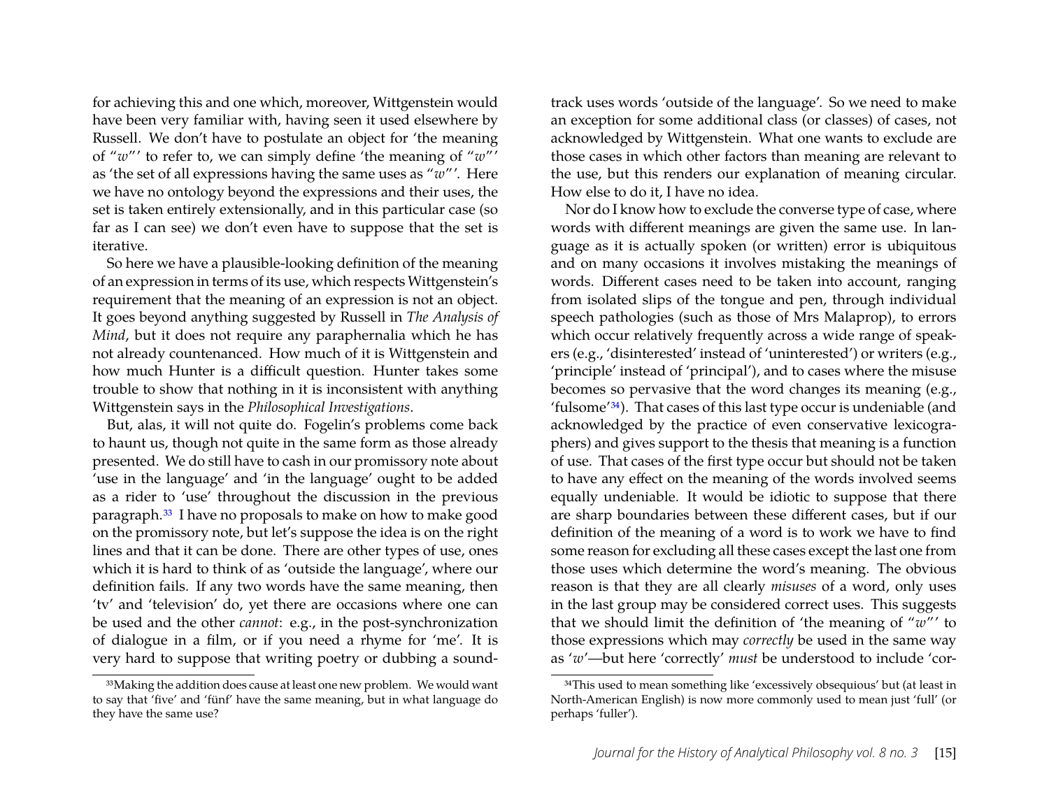for achieving this and one which, moreover, Wittgenstein would have been very familiar with, having seen it used elsewhere by Russell. We don't have to postulate an object for 'the meaning of "*w*"' to refer to, we can simply define 'the meaning of "*w*"' as 'the set of all expressions having the same uses as "*w*"'. Here we have no ontology beyond the expressions and their uses, the set is taken entirely extensionally, and in this particular case (so far as I can see) we don't even have to suppose that the set is iterative.

So here we have a plausible-looking definition of the meaning of an expression in terms of its use, which respects Wittgenstein's requirement that the meaning of an expression is not an object. It goes beyond anything suggested by Russell in *The Analysis of Mind*, but it does not require any paraphernalia which he has not already countenanced. How much of it is Wittgenstein and how much Hunter is a difficult question. Hunter takes some trouble to show that nothing in it is inconsistent with anything Wittgenstein says in the *Philosophical Investigations*.

But, alas, it will not quite do. Fogelin's problems come back to haunt us, though not quite in the same form as those already presented. We do still have to cash in our promissory note about 'use in the language' and 'in the language' ought to be added as a rider to 'use' throughout the discussion in the previous paragraph.[33] I have no proposals to make on how to make good on the promissory note, but let's suppose the idea is on the right lines and that it can be done. There are other types of use, ones which it is hard to think of as 'outside the language', where our definition fails. If any two words have the same meaning, then 'tv' and 'television' do, yet there are occasions where one can be used and the other *cannot*: e.g., in the post-synchronization of dialogue in a film, or if you need a rhyme for 'me'. It is very hard to suppose that writing poetry or dubbing a sound-track uses words 'outside of the language'. So we need to make an exception for some additional class (or classes) of cases, not acknowledged by Wittgenstein. What one wants to exclude are those cases in which other factors than meaning are relevant to the use, but this renders our explanation of meaning circular. How else to do it, I have no idea.

Nor do I know how to exclude the converse type of case, where words with different meanings are given the same use. In language as it is actually spoken (or written) error is ubiquitous and on many occasions it involves mistaking the meanings of words. Different cases need to be taken into account, ranging from isolated slips of the tongue and pen, through individual speech pathologies (such as those of Mrs Malaprop), to errors which occur relatively frequently across a wide range of speakers (e.g., 'disinterested' instead of 'uninterested') or writers (e.g., 'principle' instead of 'principal'), and to cases where the misuse becomes so pervasive that the word changes its meaning (e.g., 'fulsome'[34]). That cases of this last type occur is undeniable (and acknowledged by the practice of even conservative lexicographers) and gives support to the thesis that meaning is a function of use. That cases of the first type occur but should not be taken to have any effect on the meaning of the words involved seems equally undeniable. It would be idiotic to suppose that there are sharp boundaries between these different cases, but if our definition of the meaning of a word is to work we have to find some reason for excluding all these cases except the last one from those uses which determine the word's meaning. The obvious reason is that they are all clearly *misuses* of a word, only uses in the last group may be considered correct uses. This suggests that we should limit the definition of 'the meaning of "*w*"' to those expressions which may *correctly* be used in the same way as '*w*'—but here 'correctly' *must* be understood to include 'cor-

[33] Making the addition does cause at least one new problem. We would want to say that 'five' and 'fünf' have the same meaning, but in what language do they have the same use?

[34] This used to mean something like 'excessively obsequious' but (at least in North-American English) is now more commonly used to mean just 'full' (or perhaps 'fuller').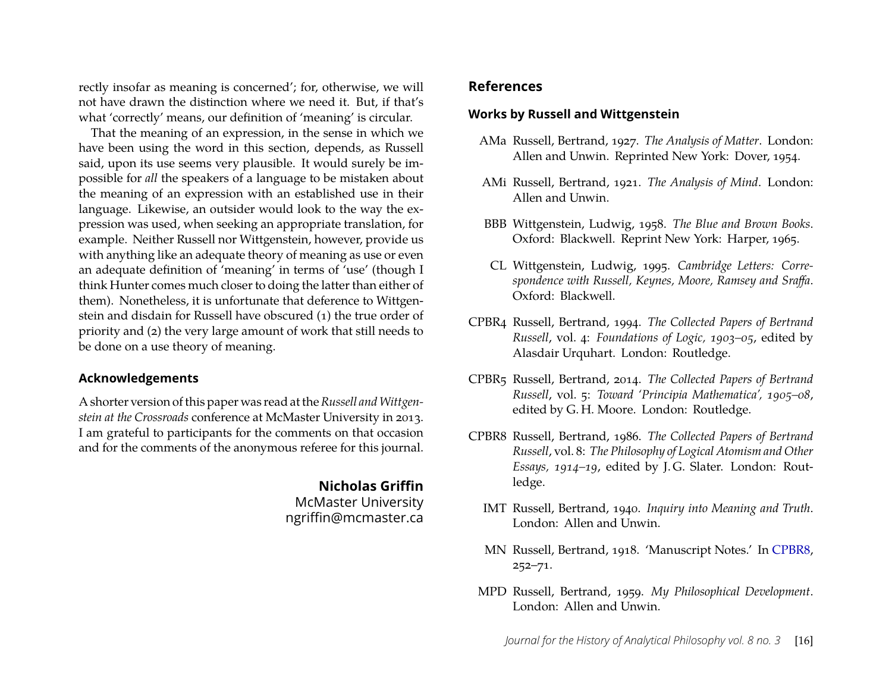rectly insofar as meaning is concerned'; for, otherwise, we will not have drawn the distinction where we need it. But, if that's what 'correctly' means, our definition of 'meaning' is circular.

That the meaning of an expression, in the sense in which we have been using the word in this section, depends, as Russell said, upon its use seems very plausible. It would surely be impossible for *all* the speakers of a language to be mistaken about the meaning of an expression with an established use in their language. Likewise, an outsider would look to the way the expression was used, when seeking an appropriate translation, for example. Neither Russell nor Wittgenstein, however, provide us with anything like an adequate theory of meaning as use or even an adequate definition of 'meaning' in terms of 'use' (though I think Hunter comes much closer to doing the latter than either of them). Nonetheless, it is unfortunate that deference to Wittgenstein and disdain for Russell have obscured (1) the true order of priority and (2) the very large amount of work that still needs to be done on a use theory of meaning.

## Acknowledgements

A shorter version of this paper was read at the *Russell and Wittgenstein at the Crossroads* conference at McMaster University in 2013. I am grateful to participants for the comments on that occasion and for the comments of the anonymous referee for this journal.

**Nicholas Griffin**
McMaster University
ngriffin@mcmaster.ca

## References

### Works by Russell and Wittgenstein

AMa Russell, Bertrand, 1927. *The Analysis of Matter*. London: Allen and Unwin. Reprinted New York: Dover, 1954.

AMi Russell, Bertrand, 1921. *The Analysis of Mind*. London: Allen and Unwin.

BBB Wittgenstein, Ludwig, 1958. *The Blue and Brown Books*. Oxford: Blackwell. Reprint New York: Harper, 1965.

CL Wittgenstein, Ludwig, 1995. *Cambridge Letters: Correspondence with Russell, Keynes, Moore, Ramsey and Sraffa*. Oxford: Blackwell.

CPBR4 Russell, Bertrand, 1994. *The Collected Papers of Bertrand Russell*, vol. 4: *Foundations of Logic, 1903–05*, edited by Alasdair Urquhart. London: Routledge.

CPBR5 Russell, Bertrand, 2014. *The Collected Papers of Bertrand Russell*, vol. 5: *Toward 'Principia Mathematica', 1905–08*, edited by G. H. Moore. London: Routledge.

CPBR8 Russell, Bertrand, 1986. *The Collected Papers of Bertrand Russell*, vol. 8: *The Philosophy of Logical Atomism and Other Essays, 1914–19*, edited by J. G. Slater. London: Routledge.

IMT Russell, Bertrand, 1940. *Inquiry into Meaning and Truth*. London: Allen and Unwin.

MN Russell, Bertrand, 1918. 'Manuscript Notes.' In CPBR8, 252–71.

MPD Russell, Bertrand, 1959. *My Philosophical Development*. London: Allen and Unwin.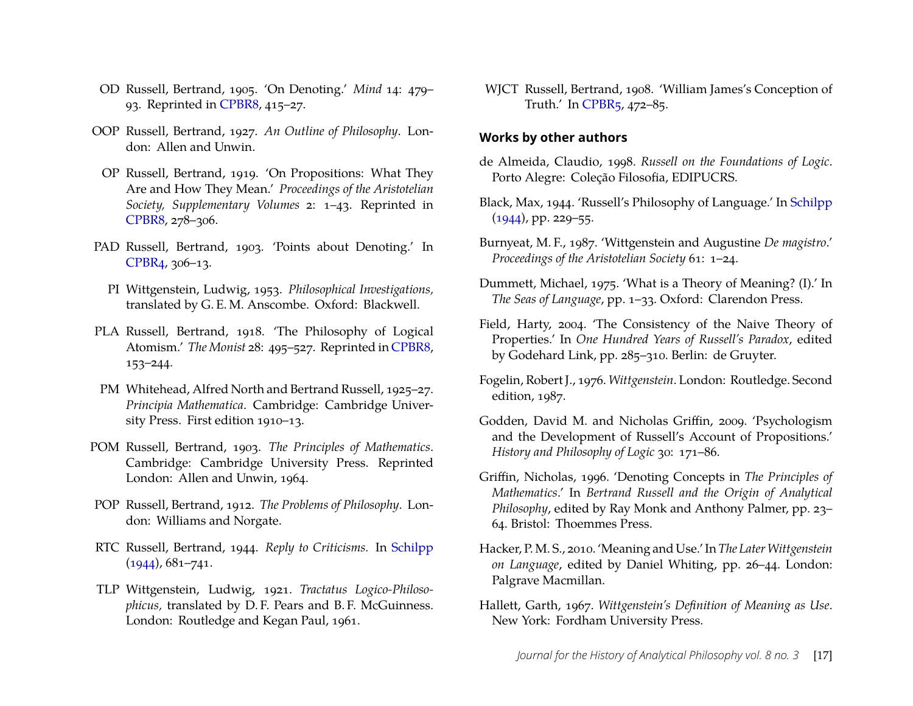OD Russell, Bertrand, 1905. 'On Denoting.' *Mind* 14: 479–93. Reprinted in CPBR8, 415–27.

OOP Russell, Bertrand, 1927. *An Outline of Philosophy*. London: Allen and Unwin.

OP Russell, Bertrand, 1919. 'On Propositions: What They Are and How They Mean.' *Proceedings of the Aristotelian Society, Supplementary Volumes* 2: 1–43. Reprinted in CPBR8, 278–306.

PAD Russell, Bertrand, 1903. 'Points about Denoting.' In CPBR4, 306–13.

PI Wittgenstein, Ludwig, 1953. *Philosophical Investigations,* translated by G. E. M. Anscombe. Oxford: Blackwell.

PLA Russell, Bertrand, 1918. 'The Philosophy of Logical Atomism.' *The Monist* 28: 495–527. Reprinted in CPBR8, 153–244.

PM Whitehead, Alfred North and Bertrand Russell, 1925–27. *Principia Mathematica*. Cambridge: Cambridge University Press. First edition 1910–13.

POM Russell, Bertrand, 1903. *The Principles of Mathematics*. Cambridge: Cambridge University Press. Reprinted London: Allen and Unwin, 1964.

POP Russell, Bertrand, 1912. *The Problems of Philosophy*. London: Williams and Norgate.

RTC Russell, Bertrand, 1944. *Reply to Criticisms.* In Schilpp (1944), 681–741.

TLP Wittgenstein, Ludwig, 1921. *Tractatus Logico-Philosophicus,* translated by D. F. Pears and B. F. McGuinness. London: Routledge and Kegan Paul, 1961.

WJCT Russell, Bertrand, 1908. 'William James's Conception of Truth.' In CPBR5, 472–85.

### Works by other authors

de Almeida, Claudio, 1998. *Russell on the Foundations of Logic*. Porto Alegre: Coleção Filosofia, EDIPUCRS.

Black, Max, 1944. 'Russell's Philosophy of Language.' In Schilpp (1944), pp. 229–55.

Burnyeat, M. F., 1987. 'Wittgenstein and Augustine *De magistro*.' *Proceedings of the Aristotelian Society* 61: 1–24.

Dummett, Michael, 1975. 'What is a Theory of Meaning? (I).' In *The Seas of Language*, pp. 1–33. Oxford: Clarendon Press.

Field, Harty, 2004. 'The Consistency of the Naive Theory of Properties.' In *One Hundred Years of Russell's Paradox*, edited by Godehard Link, pp. 285–310. Berlin: de Gruyter.

Fogelin, Robert J., 1976. *Wittgenstein*. London: Routledge. Second edition, 1987.

Godden, David M. and Nicholas Griffin, 2009. 'Psychologism and the Development of Russell's Account of Propositions.' *History and Philosophy of Logic* 30: 171–86.

Griffin, Nicholas, 1996. 'Denoting Concepts in *The Principles of Mathematics*.' In *Bertrand Russell and the Origin of Analytical Philosophy*, edited by Ray Monk and Anthony Palmer, pp. 23–64. Bristol: Thoemmes Press.

Hacker, P. M. S., 2010. 'Meaning and Use.' In *The Later Wittgenstein on Language*, edited by Daniel Whiting, pp. 26–44. London: Palgrave Macmillan.

Hallett, Garth, 1967. *Wittgenstein's Definition of Meaning as Use*. New York: Fordham University Press.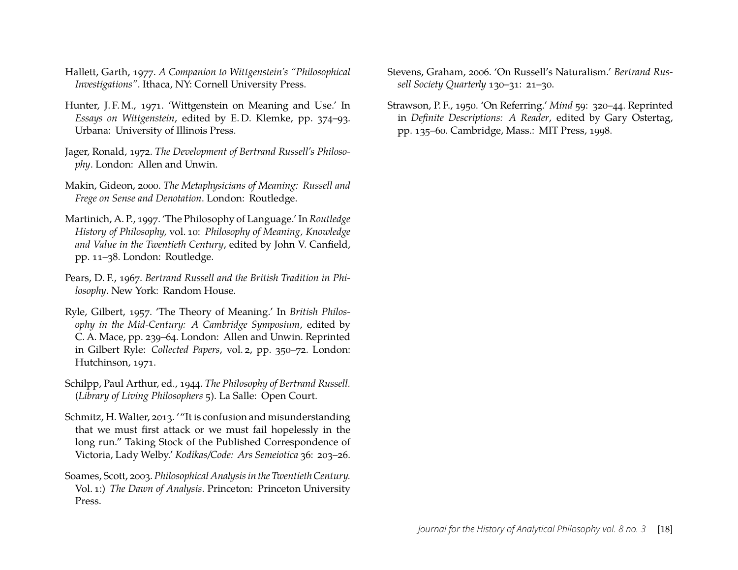Hallett, Garth, 1977. *A Companion to Wittgenstein's "Philosophical Investigations"*. Ithaca, NY: Cornell University Press.

Hunter, J. F. M., 1971. 'Wittgenstein on Meaning and Use.' In *Essays on Wittgenstein*, edited by E. D. Klemke, pp. 374–93. Urbana: University of Illinois Press.

Jager, Ronald, 1972. *The Development of Bertrand Russell's Philosophy*. London: Allen and Unwin.

Makin, Gideon, 2000. *The Metaphysicians of Meaning: Russell and Frege on Sense and Denotation*. London: Routledge.

Martinich, A. P., 1997. 'The Philosophy of Language.' In *Routledge History of Philosophy,* vol. 10: *Philosophy of Meaning, Knowledge and Value in the Twentieth Century*, edited by John V. Canfield, pp. 11–38. London: Routledge.

Pears, D. F., 1967. *Bertrand Russell and the British Tradition in Philosophy*. New York: Random House.

Ryle, Gilbert, 1957. 'The Theory of Meaning.' In *British Philosophy in the Mid-Century: A Cambridge Symposium*, edited by C. A. Mace, pp. 239–64. London: Allen and Unwin. Reprinted in Gilbert Ryle: *Collected Papers*, vol. 2, pp. 350–72. London: Hutchinson, 1971.

Schilpp, Paul Arthur, ed., 1944. *The Philosophy of Bertrand Russell.* (*Library of Living Philosophers* 5). La Salle: Open Court.

Schmitz, H. Walter, 2013. '"It is confusion and misunderstanding that we must first attack or we must fail hopelessly in the long run." Taking Stock of the Published Correspondence of Victoria, Lady Welby.' *Kodikas/Code: Ars Semeiotica* 36: 203–26.

Soames, Scott, 2003. *Philosophical Analysis in the Twentieth Century.* Vol. 1:) *The Dawn of Analysis*. Princeton: Princeton University Press.

Stevens, Graham, 2006. 'On Russell's Naturalism.' *Bertrand Russell Society Quarterly* 130–31: 21–30.

Strawson, P. F., 1950. 'On Referring.' *Mind* 59: 320–44. Reprinted in *Definite Descriptions: A Reader*, edited by Gary Ostertag, pp. 135–60. Cambridge, Mass.: MIT Press, 1998.